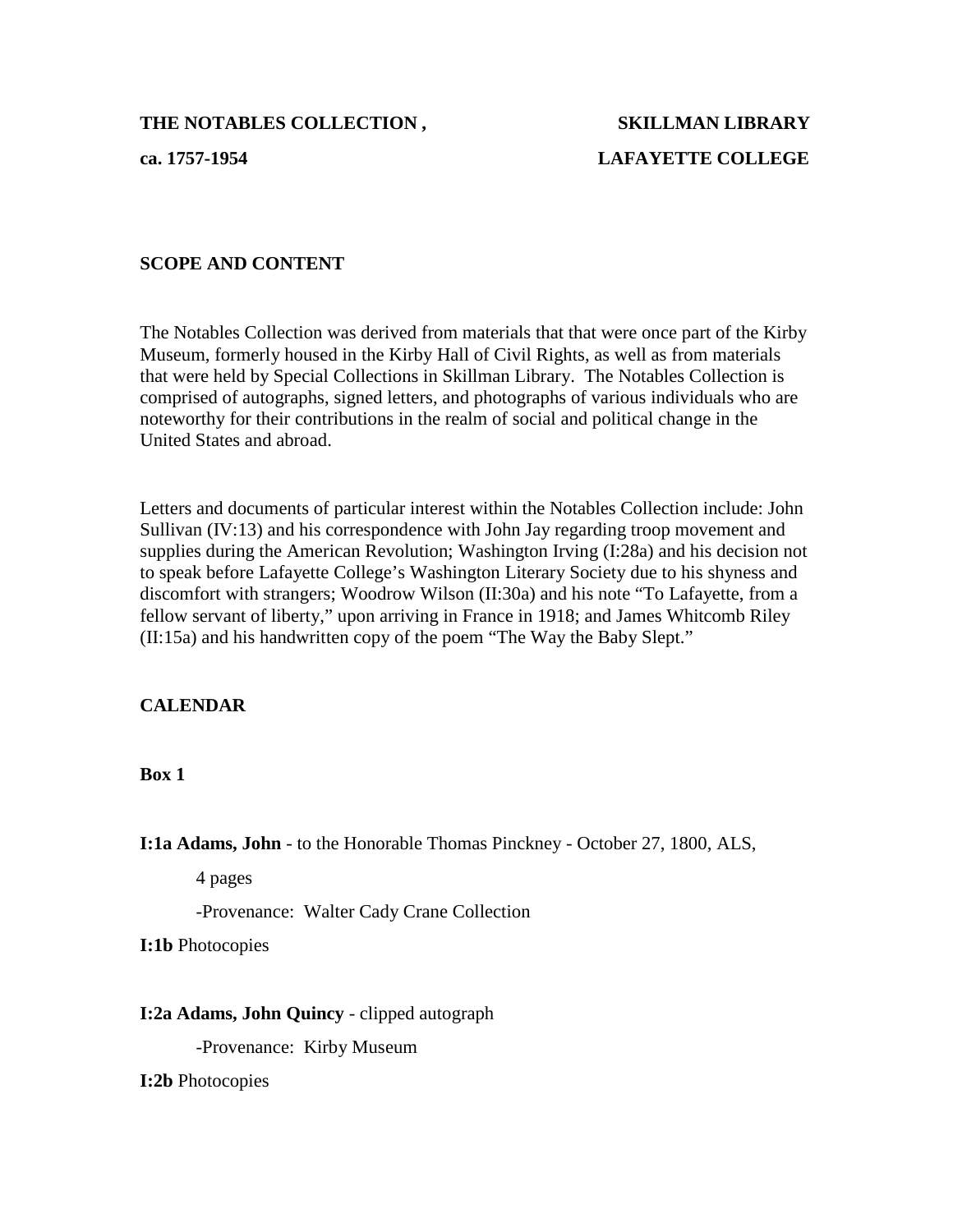**THE NOTABLES COLLECTION , SKILLMAN LIBRARY**

**ca. 1757-1954 LAFAYETTE COLLEGE**

## SCOPE AND CONTENT

The Notables Collection was derived from materials that that were once part of the Kirby Museum, formerly housed in the Kirby Hall of Civil Rights, as well as from materials that were held by Special Collections in Skillman Library. The Notables Collection is comprised of autographs, signed letters, and photographs of various individuals who are noteworthy for their contributions in the realm of social and political change in the United States and abroad.

Letters and documents of particular interest within the Notables Collection include: John Sullivan (IV:13) and his correspondence with John Jay regarding troop movement and supplies during the American Revolution; Washington Irving (I:28a) and his decision not to speak before Lafayette College's Washington Literary Society due to his shyness and discomfort with strangers; Woodrow Wilson (II:30a) and his note "To Lafayette, from a fellow servant of liberty," upon arriving in France in 1918; and James Whitcomb Riley (II:15a) and his handwritten copy of the poem "The Way the Baby Slept."

## CALENDAR

### Box 1

**I:1a Adams, John** - to the Honorable Thomas Pinckney - October 27, 1800, ALS,

4 pages

-Provenance: Walter Cady Crane Collection

**I:1b** Photocopies

**I:2a Adams, John Quincy** - clipped autograph

-Provenance: Kirby Museum

**I:2b** Photocopies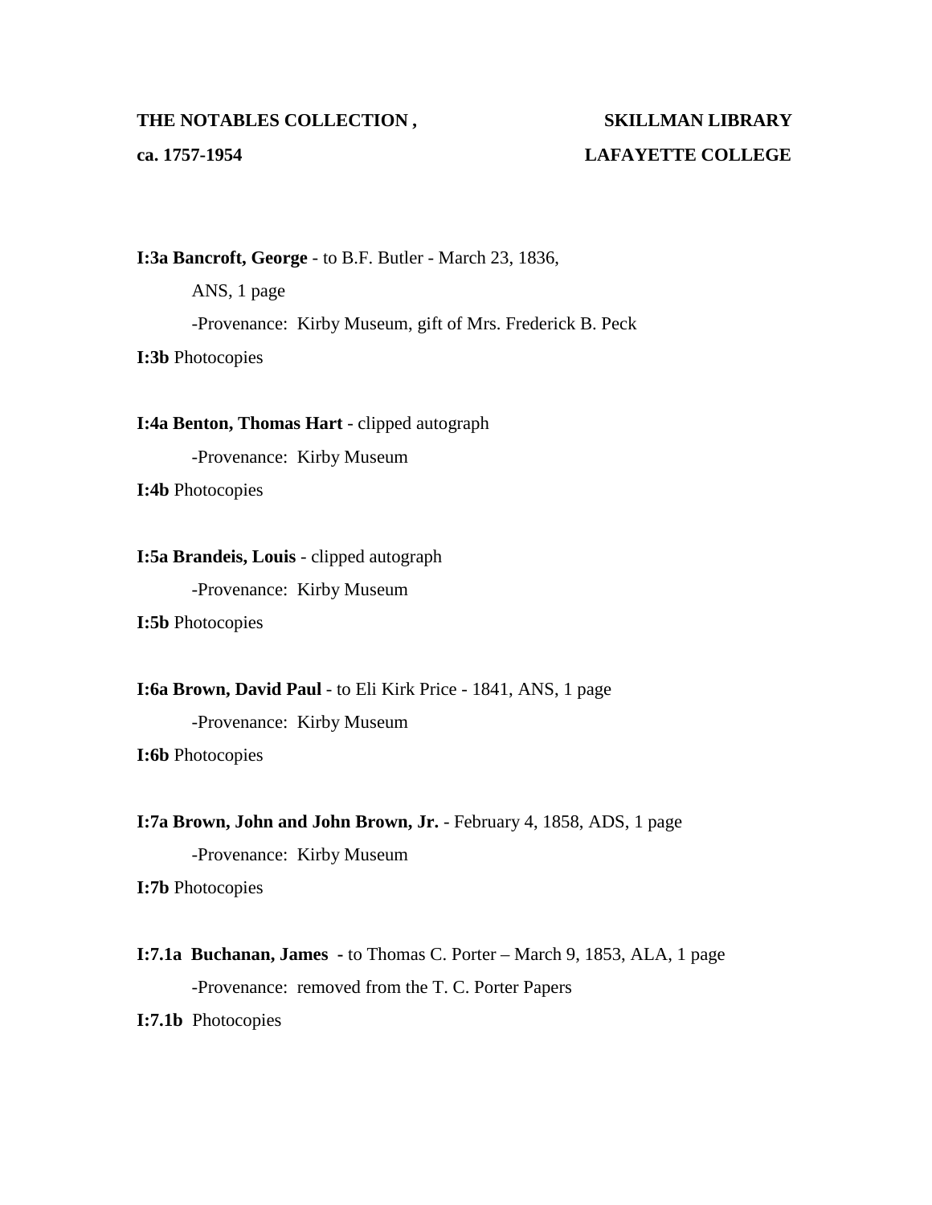**I:3a Bancroft, George** - to B.F. Butler - March 23, 1836,

ANS, 1 page

-Provenance: Kirby Museum, gift of Mrs. Frederick B. Peck

**I:3b** Photocopies

**I:4a Benton, Thomas Hart** - clipped autograph

-Provenance: Kirby Museum

**I:4b** Photocopies

**I:5a Brandeis, Louis** - clipped autograph

-Provenance: Kirby Museum

**I:5b** Photocopies

**I:6a Brown, David Paul** - to Eli Kirk Price - 1841, ANS, 1 page

-Provenance: Kirby Museum

**I:6b** Photocopies

**I:7a Brown, John and John Brown, Jr.** - February 4, 1858, ADS, 1 page

-Provenance: Kirby Museum

**I:7b** Photocopies

**I:7.1a Buchanan, James** - to Thomas C. Porter – March 9, 1853, ALA, 1 page

-Provenance: removed from the T. C. Porter Papers

**I:7.1b** Photocopies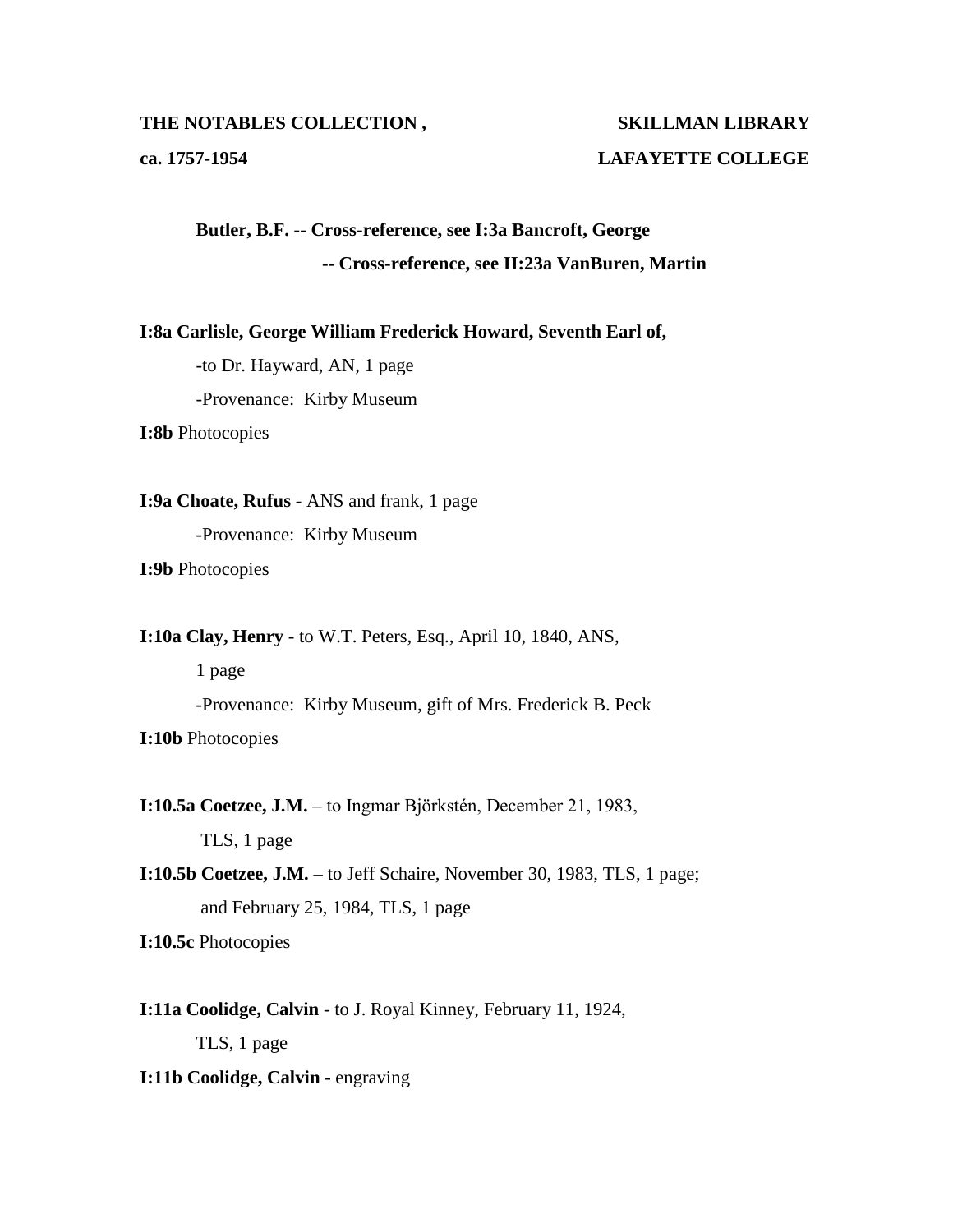**Butler, B.F. -- Cross-reference, see I:3a Bancroft, George**

**-- Cross-reference, see II:23a VanBuren, Martin**

**I:8a Carlisle, George William Frederick Howard, Seventh Earl of,**

-to Dr. Hayward, AN, 1 page

-Provenance: Kirby Museum

**I:8b** Photocopies

**I:9a Choate, Rufus** - ANS and frank, 1 page

-Provenance: Kirby Museum

**I:9b** Photocopies

**I:10a Clay, Henry** - to W.T. Peters, Esq., April 10, 1840, ANS, 1 page

-Provenance: Kirby Museum, gift of Mrs. Frederick B. Peck

**I:10b** Photocopies

**I:10.5a Coetzee, J.M.** – to Ingmar Björkstén, December 21, 1983, TLS, 1 page

**I:10.5b Coetzee, J.M.** – to Jeff Schaire, November 30, 1983, TLS, 1 page; and February 25, 1984, TLS, 1 page

**I:10.5c** Photocopies

**I:11a Coolidge, Calvin** - to J. Royal Kinney, February 11, 1924, TLS, 1 page

**I:11b Coolidge, Calvin** - engraving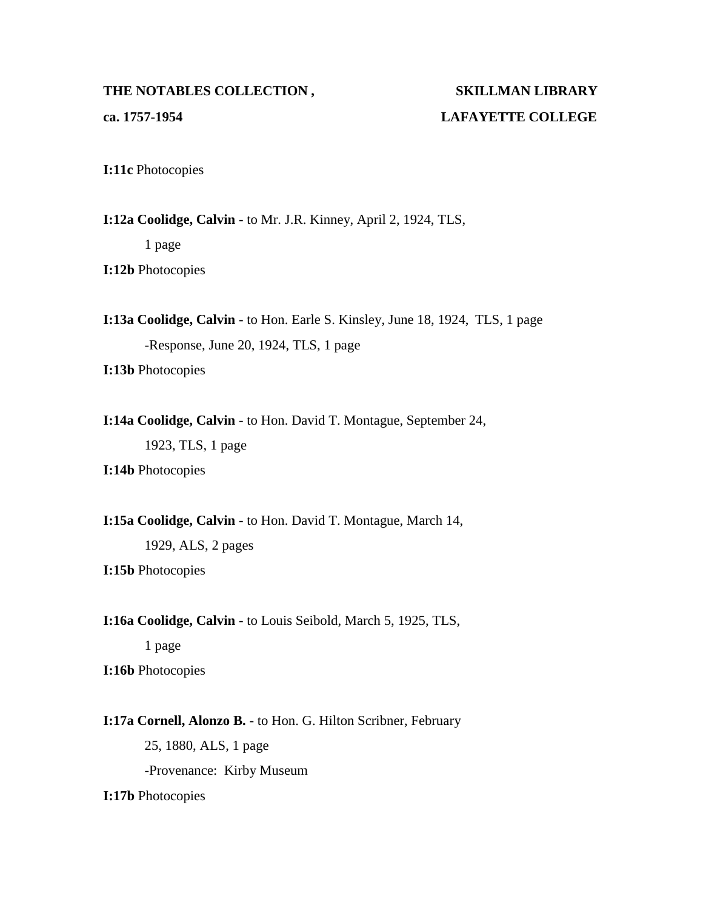**I:11c** Photocopies

**I:12a Coolidge, Calvin** - to Mr. J.R. Kinney, April 2, 1924, TLS, 1 page

**I:12b** Photocopies

**I:13a Coolidge, Calvin** - to Hon. Earle S. Kinsley, June 18, 1924, TLS, 1 page

-Response, June 20, 1924, TLS, 1 page

**I:13b** Photocopies

**I:14a Coolidge, Calvin** - to Hon. David T. Montague, September 24, 1923, TLS, 1 page

**I:14b** Photocopies

**I:15a Coolidge, Calvin** - to Hon. David T. Montague, March 14, 1929, ALS, 2 pages

**I:15b** Photocopies

**I:16a Coolidge, Calvin** - to Louis Seibold, March 5, 1925, TLS, 1 page

**I:16b** Photocopies

**I:17a Cornell, Alonzo B.** - to Hon. G. Hilton Scribner, February 25, 1880, ALS, 1 page

-Provenance: Kirby Museum

**I:17b** Photocopies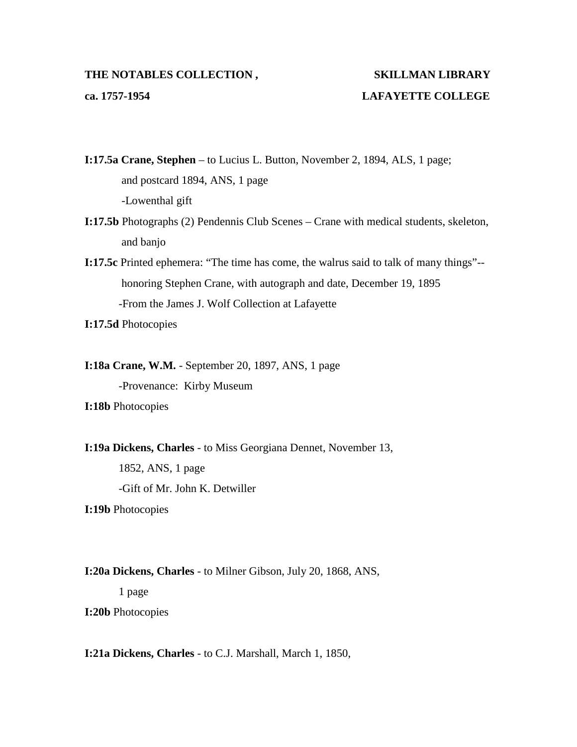**I:17.5a Crane, Stephen** – to Lucius L. Button, November 2, 1894, ALS, 1 page; and postcard 1894, ANS, 1 page

-Lowenthal gift

**I:17.5b** Photographs (2) Pendennis Club Scenes – Crane with medical students, skeleton, and banjo

**I:17.5c** Printed ephemera: "The time has come, the walrus said to talk of many things"-- honoring Stephen Crane, with autograph and date, December 19, 1895

-From the James J. Wolf Collection at Lafayette

**I:17.5d** Photocopies

**I:18a Crane, W.M.** - September 20, 1897, ANS, 1 page

-Provenance: Kirby Museum

**I:18b** Photocopies

**I:19a Dickens, Charles** - to Miss Georgiana Dennet, November 13, 1852, ANS, 1 page

-Gift of Mr. John K. Detwiller

**I:19b** Photocopies

**I:20a Dickens, Charles** - to Milner Gibson, July 20, 1868, ANS, 1 page

**I:20b** Photocopies

**I:21a Dickens, Charles** - to C.J. Marshall, March 1, 1850,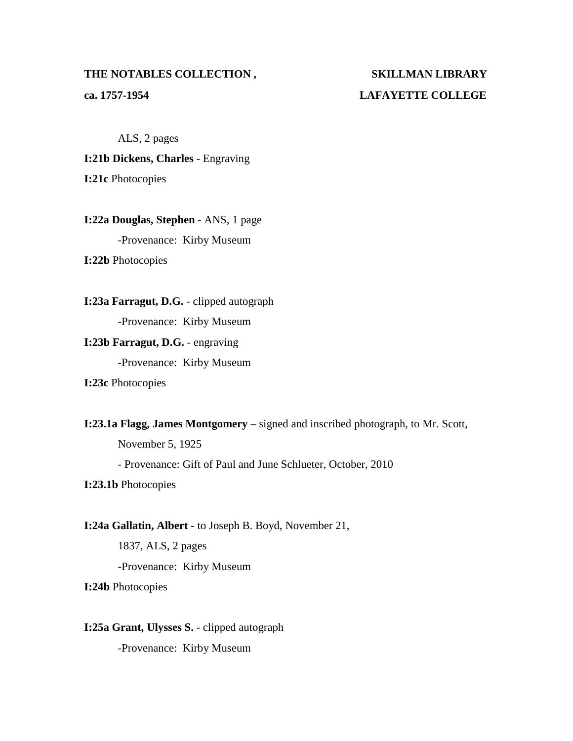ALS, 2 pages

**I:21b Dickens, Charles** - Engraving

**I:21c** Photocopies

**I:22a Douglas, Stephen** - ANS, 1 page

-Provenance: Kirby Museum

**I:22b** Photocopies

**I:23a Farragut, D.G.** - clipped autograph

-Provenance: Kirby Museum

**I:23b Farragut, D.G.** - engraving

-Provenance: Kirby Museum

**I:23c** Photocopies

**I:23.1a Flagg, James Montgomery** – signed and inscribed photograph, to Mr. Scott, November 5, 1925

- Provenance: Gift of Paul and June Schlueter, October, 2010

**I:23.1b** Photocopies

**I:24a Gallatin, Albert** - to Joseph B. Boyd, November 21, 1837, ALS, 2 pages

-Provenance: Kirby Museum

**I:24b** Photocopies

**I:25a Grant, Ulysses S.** - clipped autograph

-Provenance: Kirby Museum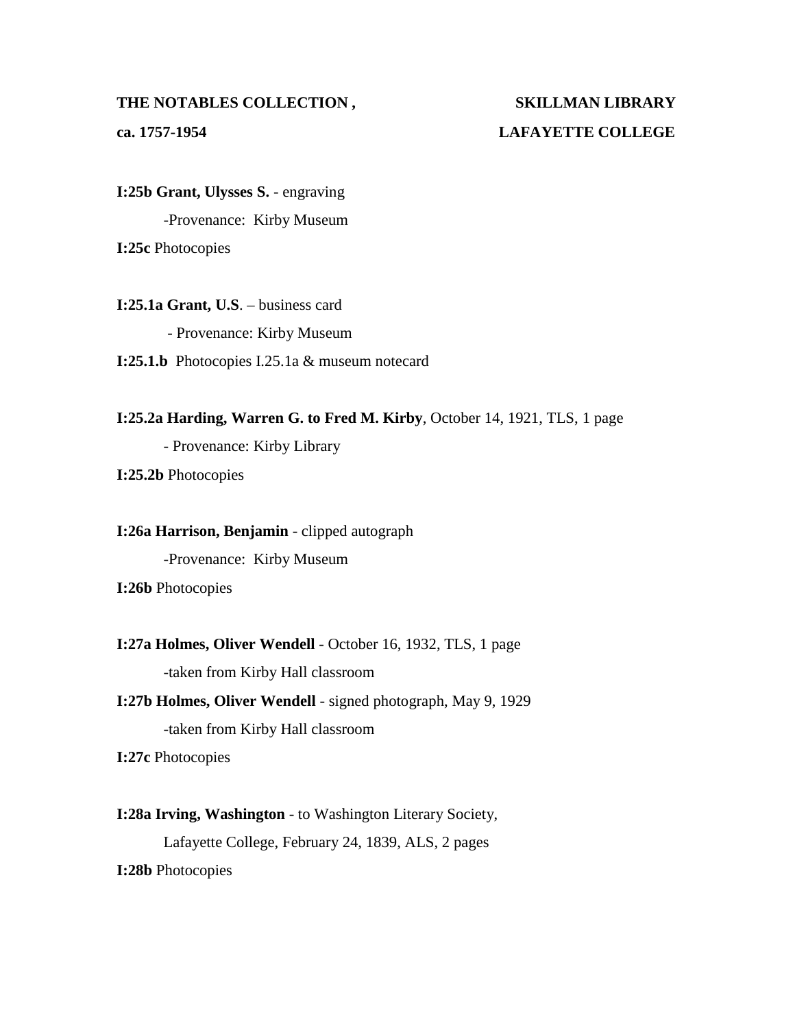**I:25b Grant, Ulysses S.** - engraving

-Provenance: Kirby Museum

**I:25c** Photocopies

**I:25.1a Grant, U.S**. – business card

- Provenance: Kirby Museum

**I:25.1.b** Photocopies I.25.1a & museum notecard

**I:25.2a Harding, Warren G. to Fred M. Kirby**, October 14, 1921, TLS, 1 page

- Provenance: Kirby Library

**I:25.2b** Photocopies

**I:26a Harrison, Benjamin** - clipped autograph

-Provenance: Kirby Museum

**I:26b** Photocopies

**I:27a Holmes, Oliver Wendell** - October 16, 1932, TLS, 1 page

-taken from Kirby Hall classroom

**I:27b Holmes, Oliver Wendell** - signed photograph, May 9, 1929

-taken from Kirby Hall classroom

**I:27c** Photocopies

**I:28a Irving, Washington** - to Washington Literary Society, Lafayette College, February 24, 1839, ALS, 2 pages

**I:28b** Photocopies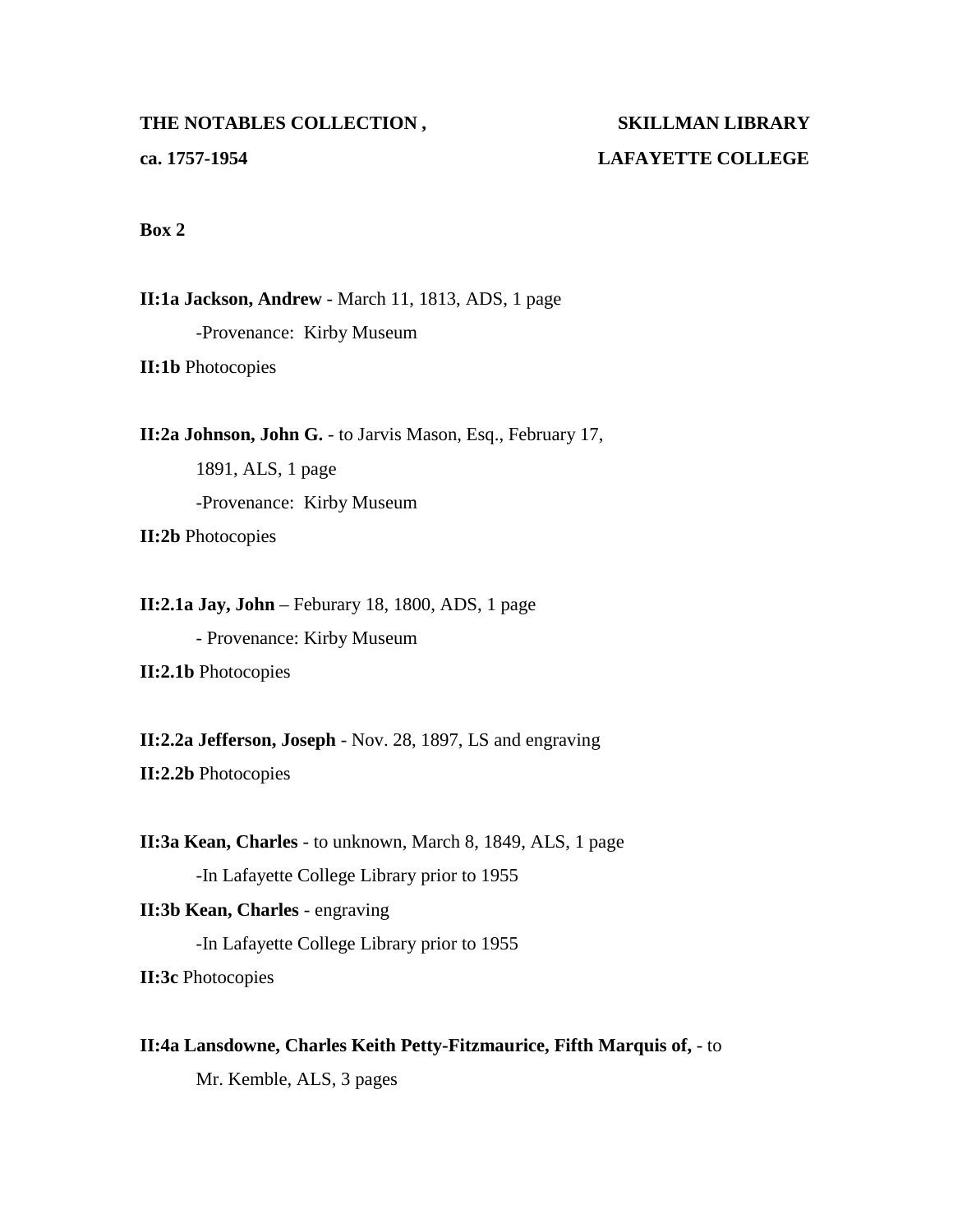**THE NOTABLES COLLECTION , SKILLMAN LIBRARY**

**ca. 1757-1954 LAFAYETTE COLLEGE**

**Box 2**

**II:1a Jackson, Andrew** - March 11, 1813, ADS, 1 page

-Provenance: Kirby Museum

**II:1b** Photocopies

**II:2a Johnson, John G.** - to Jarvis Mason, Esq., February 17, 1891, ALS, 1 page

-Provenance: Kirby Museum

**II:2b** Photocopies

**II:2.1a Jay, John** – Feburary 18, 1800, ADS, 1 page

- Provenance: Kirby Museum

**II:2.1b** Photocopies

**II:2.2a Jefferson, Joseph** - Nov. 28, 1897, LS and engraving

**II:2.2b** Photocopies

**II:3a Kean, Charles** - to unknown, March 8, 1849, ALS, 1 page

-In Lafayette College Library prior to 1955

**II:3b Kean, Charles** - engraving

-In Lafayette College Library prior to 1955

**II:3c** Photocopies

**II:4a Lansdowne, Charles Keith Petty-Fitzmaurice, Fifth Marquis of,** - to Mr. Kemble, ALS, 3 pages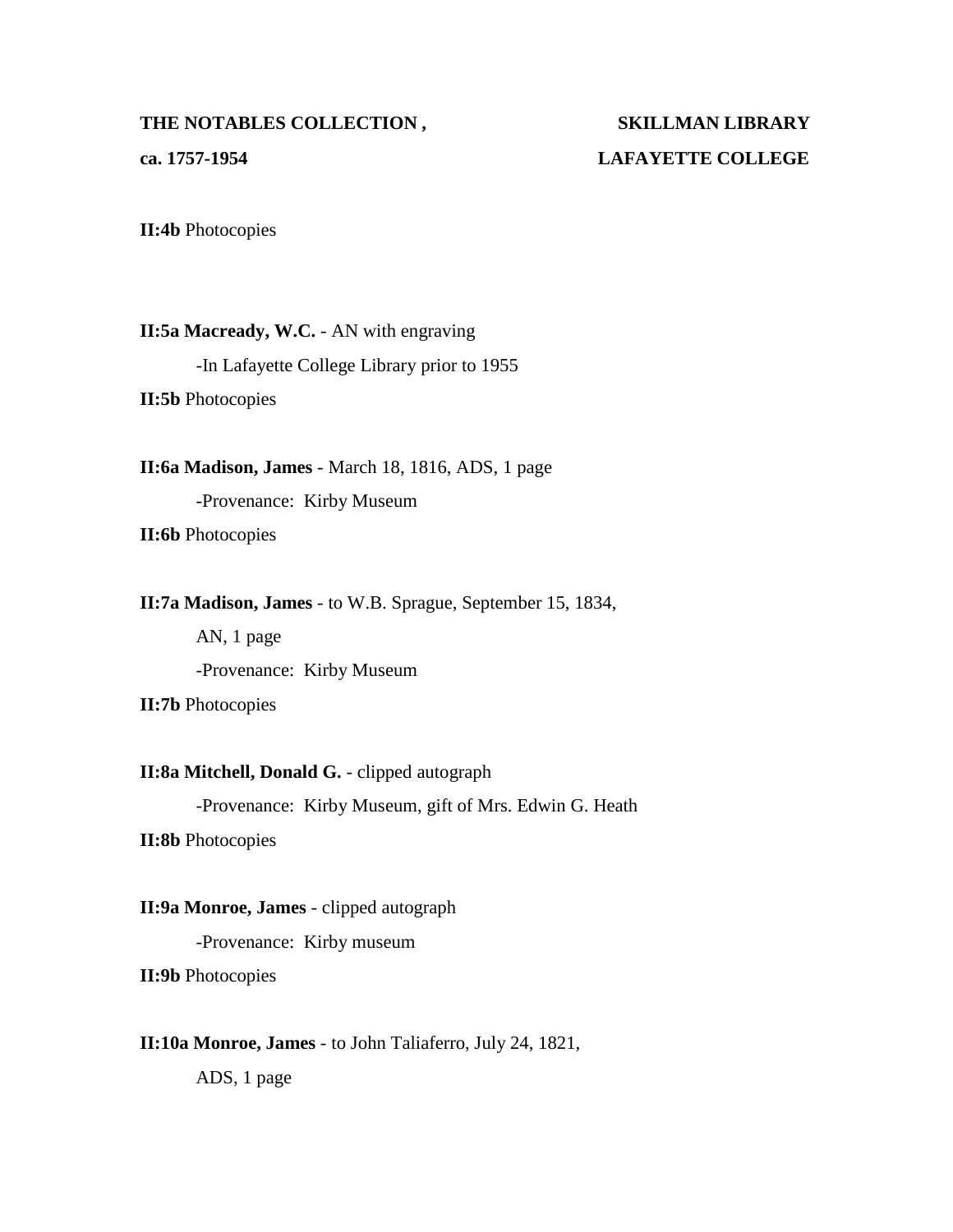**II:4b** Photocopies

**II:5a Macready, W.C.** - AN with engraving

-In Lafayette College Library prior to 1955

**II:5b** Photocopies

**II:6a Madison, James** - March 18, 1816, ADS, 1 page

-Provenance: Kirby Museum

**II:6b** Photocopies

**II:7a Madison, James** - to W.B. Sprague, September 15, 1834,

AN, 1 page

-Provenance: Kirby Museum

**II:7b** Photocopies

**II:8a Mitchell, Donald G.** - clipped autograph

-Provenance: Kirby Museum, gift of Mrs. Edwin G. Heath

**II:8b** Photocopies

**II:9a Monroe, James** - clipped autograph

-Provenance: Kirby museum

**II:9b** Photocopies

**II:10a Monroe, James** - to John Taliaferro, July 24, 1821,

ADS, 1 page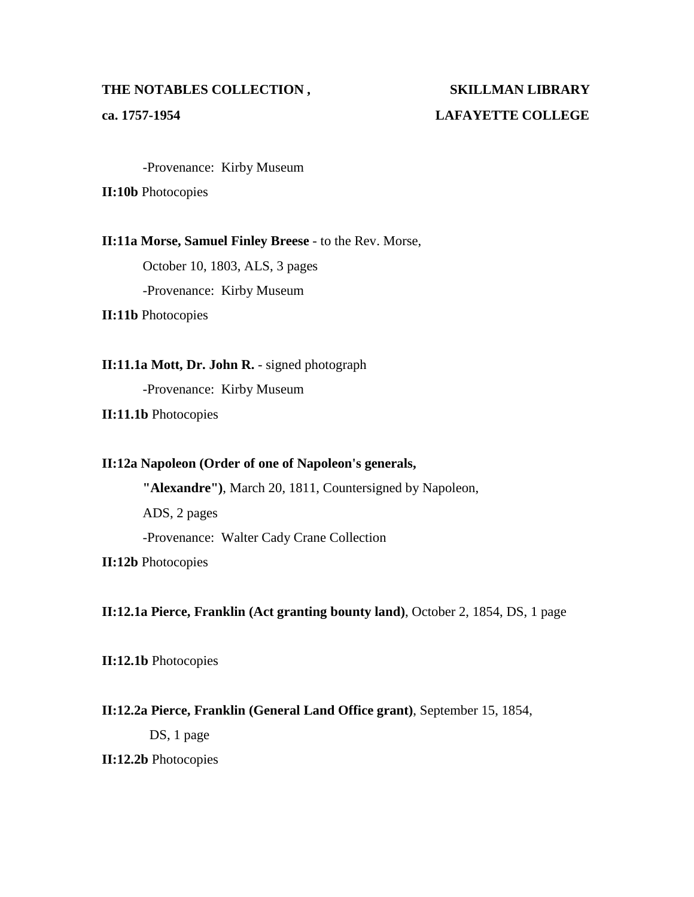-Provenance: Kirby Museum

**II:10b** Photocopies

**II:11a Morse, Samuel Finley Breese** - to the Rev. Morse,

October 10, 1803, ALS, 3 pages

-Provenance: Kirby Museum

**II:11b** Photocopies

**II:11.1a Mott, Dr. John R.** - signed photograph

-Provenance: Kirby Museum

**II:11.1b** Photocopies

**II:12a Napoleon (Order of one of Napoleon's generals, "Alexandre")**, March 20, 1811, Countersigned by Napoleon, ADS, 2 pages

-Provenance: Walter Cady Crane Collection

**II:12b** Photocopies

**II:12.1a Pierce, Franklin (Act granting bounty land)**, October 2, 1854, DS, 1 page

**II:12.1b** Photocopies

**II:12.2a Pierce, Franklin (General Land Office grant)**, September 15, 1854, DS, 1 page

**II:12.2b** Photocopies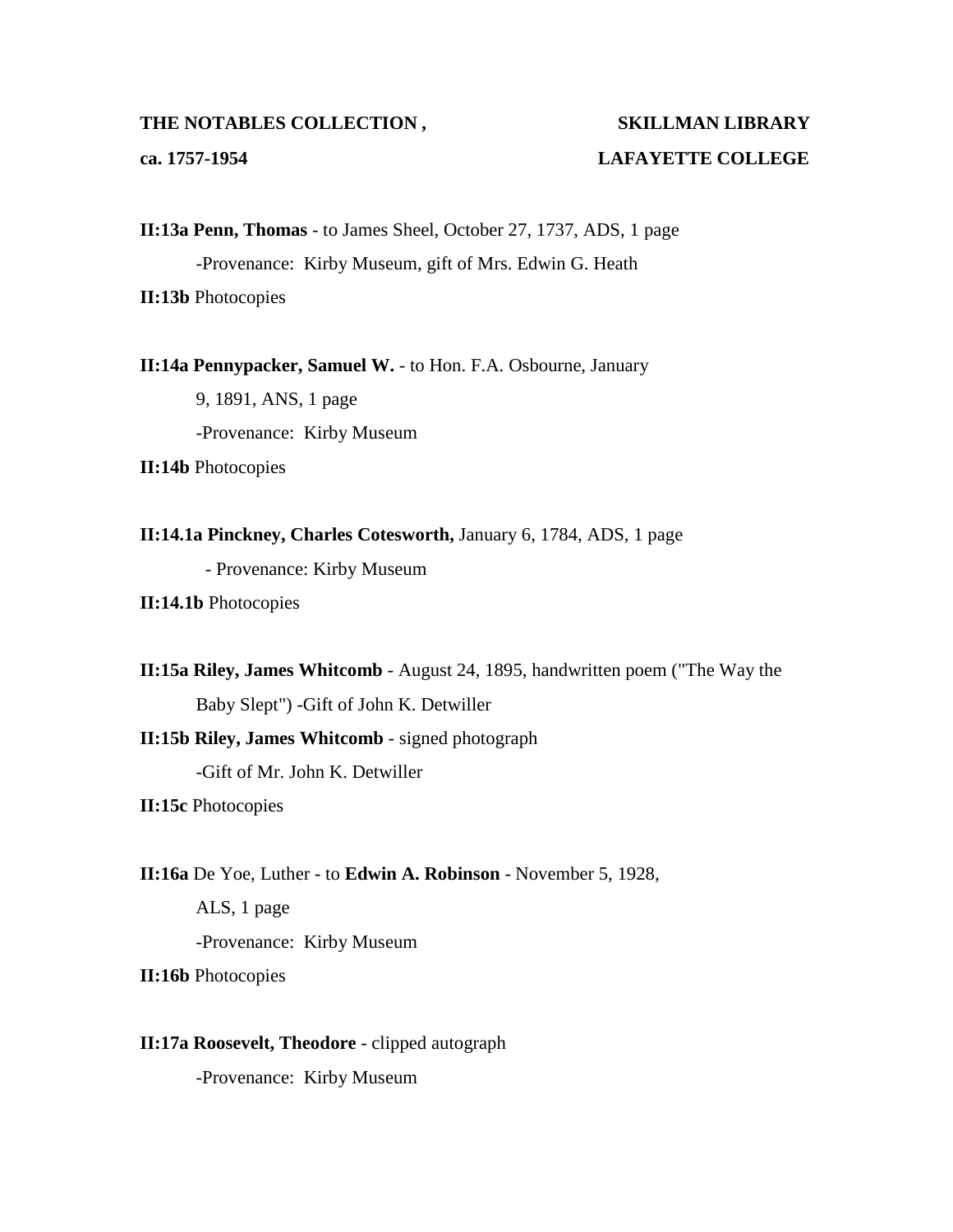**II:13a Penn, Thomas** - to James Sheel, October 27, 1737, ADS, 1 page

-Provenance: Kirby Museum, gift of Mrs. Edwin G. Heath

**II:13b** Photocopies

**II:14a Pennypacker, Samuel W.** - to Hon. F.A. Osbourne, January 9, 1891, ANS, 1 page

-Provenance: Kirby Museum

**II:14b** Photocopies

**II:14.1a Pinckney, Charles Cotesworth,** January 6, 1784, ADS, 1 page

- Provenance: Kirby Museum

**II:14.1b** Photocopies

**II:15a Riley, James Whitcomb** - August 24, 1895, handwritten poem ("The Way the Baby Slept") -Gift of John K. Detwiller

**II:15b Riley, James Whitcomb** - signed photograph

-Gift of Mr. John K. Detwiller

**II:15c** Photocopies

**II:16a** De Yoe, Luther - to **Edwin A. Robinson** - November 5, 1928, ALS, 1 page

-Provenance: Kirby Museum

**II:16b** Photocopies

**II:17a Roosevelt, Theodore** - clipped autograph

-Provenance: Kirby Museum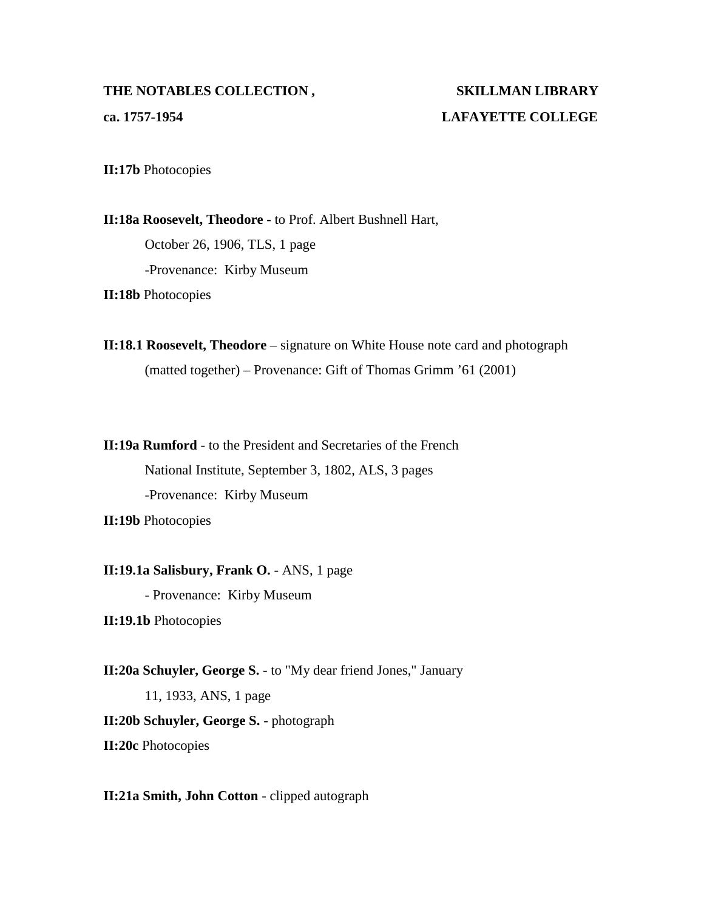**II:17b** Photocopies

**II:18a Roosevelt, Theodore** - to Prof. Albert Bushnell Hart,
October 26, 1906, TLS, 1 page
-Provenance: Kirby Museum

**II:18b** Photocopies

**II:18.1 Roosevelt, Theodore** – signature on White House note card and photograph (matted together) – Provenance: Gift of Thomas Grimm '61 (2001)

**II:19a Rumford** - to the President and Secretaries of the French National Institute, September 3, 1802, ALS, 3 pages
-Provenance: Kirby Museum

**II:19b** Photocopies

**II:19.1a Salisbury, Frank O.** - ANS, 1 page
- Provenance: Kirby Museum

**II:19.1b** Photocopies

**II:20a Schuyler, George S.** - to "My dear friend Jones," January 11, 1933, ANS, 1 page

**II:20b Schuyler, George S.** - photograph

**II:20c** Photocopies

**II:21a Smith, John Cotton** - clipped autograph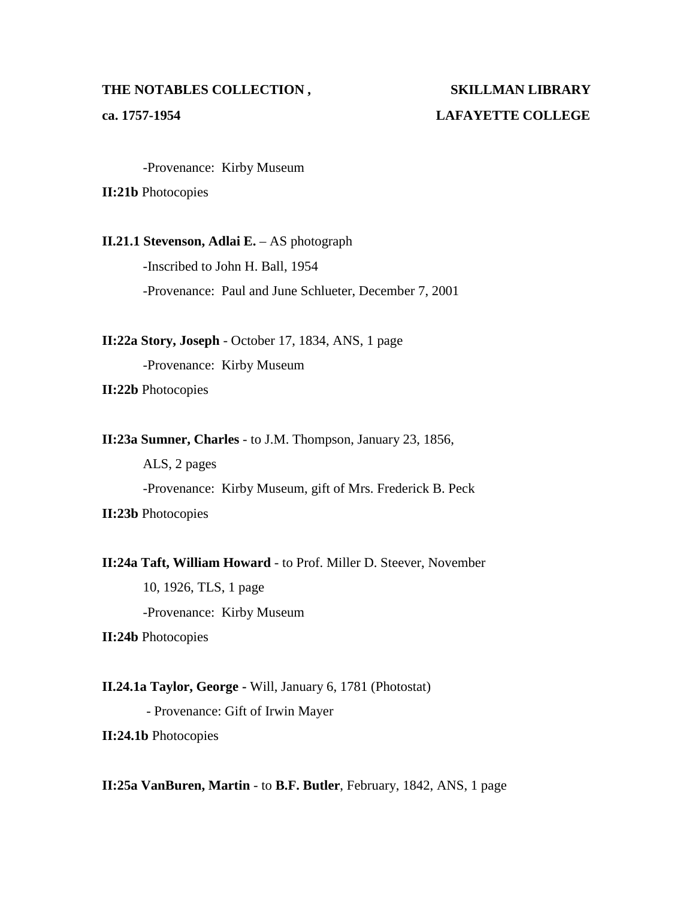-Provenance: Kirby Museum

**II:21b** Photocopies

**II.21.1 Stevenson, Adlai E.** – AS photograph

-Inscribed to John H. Ball, 1954

-Provenance: Paul and June Schlueter, December 7, 2001

**II:22a Story, Joseph** - October 17, 1834, ANS, 1 page

-Provenance: Kirby Museum

**II:22b** Photocopies

**II:23a Sumner, Charles** - to J.M. Thompson, January 23, 1856, ALS, 2 pages

-Provenance: Kirby Museum, gift of Mrs. Frederick B. Peck

**II:23b** Photocopies

**II:24a Taft, William Howard** - to Prof. Miller D. Steever, November 10, 1926, TLS, 1 page

-Provenance: Kirby Museum

**II:24b** Photocopies

**II.24.1a Taylor, George** - Will, January 6, 1781 (Photostat)

- Provenance: Gift of Irwin Mayer

**II:24.1b** Photocopies

**II:25a VanBuren, Martin** - to **B.F. Butler**, February, 1842, ANS, 1 page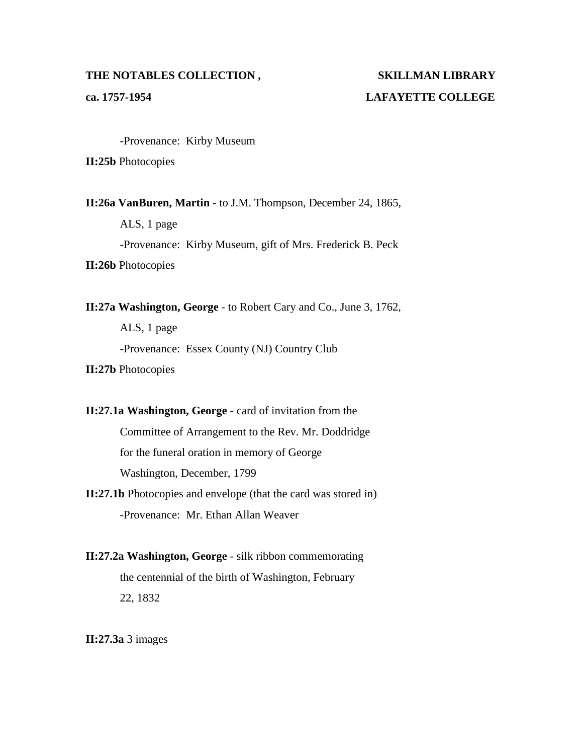-Provenance: Kirby Museum

**II:25b** Photocopies

**II:26a VanBuren, Martin** - to J.M. Thompson, December 24, 1865, ALS, 1 page

-Provenance: Kirby Museum, gift of Mrs. Frederick B. Peck

**II:26b** Photocopies

**II:27a Washington, George** - to Robert Cary and Co., June 3, 1762, ALS, 1 page

-Provenance: Essex County (NJ) Country Club

**II:27b** Photocopies

**II:27.1a Washington, George** - card of invitation from the Committee of Arrangement to the Rev. Mr. Doddridge for the funeral oration in memory of George Washington, December, 1799

**II:27.1b** Photocopies and envelope (that the card was stored in)

-Provenance: Mr. Ethan Allan Weaver

**II:27.2a Washington, George** - silk ribbon commemorating the centennial of the birth of Washington, February 22, 1832

**II:27.3a** 3 images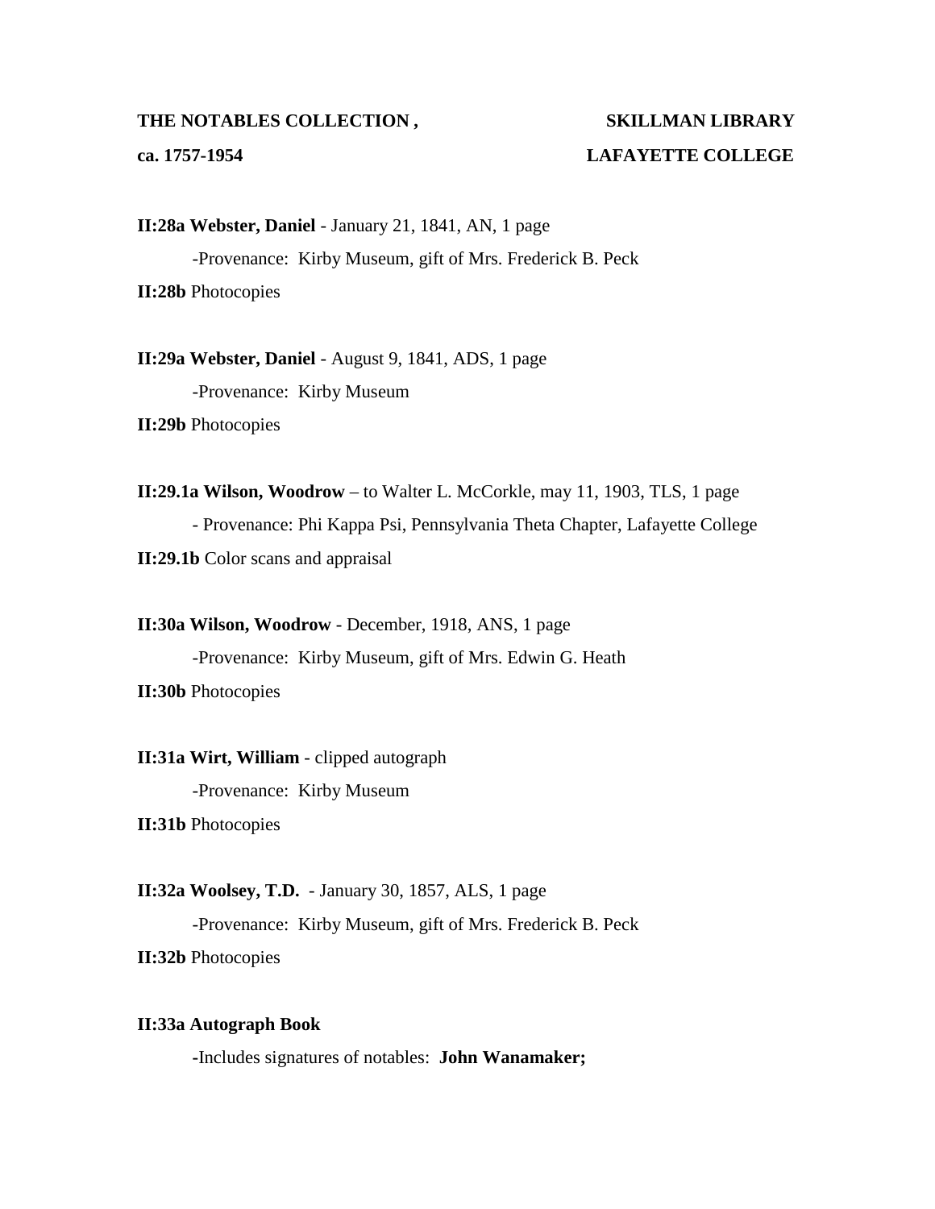**II:28a Webster, Daniel** - January 21, 1841, AN, 1 page

-Provenance: Kirby Museum, gift of Mrs. Frederick B. Peck

**II:28b** Photocopies

**II:29a Webster, Daniel** - August 9, 1841, ADS, 1 page

-Provenance: Kirby Museum

**II:29b** Photocopies

**II:29.1a Wilson, Woodrow** – to Walter L. McCorkle, may 11, 1903, TLS, 1 page

- Provenance: Phi Kappa Psi, Pennsylvania Theta Chapter, Lafayette College

**II:29.1b** Color scans and appraisal

**II:30a Wilson, Woodrow** - December, 1918, ANS, 1 page

-Provenance: Kirby Museum, gift of Mrs. Edwin G. Heath

**II:30b** Photocopies

**II:31a Wirt, William** - clipped autograph

-Provenance: Kirby Museum

**II:31b** Photocopies

**II:32a Woolsey, T.D.** - January 30, 1857, ALS, 1 page

-Provenance: Kirby Museum, gift of Mrs. Frederick B. Peck

**II:32b** Photocopies

**II:33a Autograph Book**

-Includes signatures of notables: **John Wanamaker;**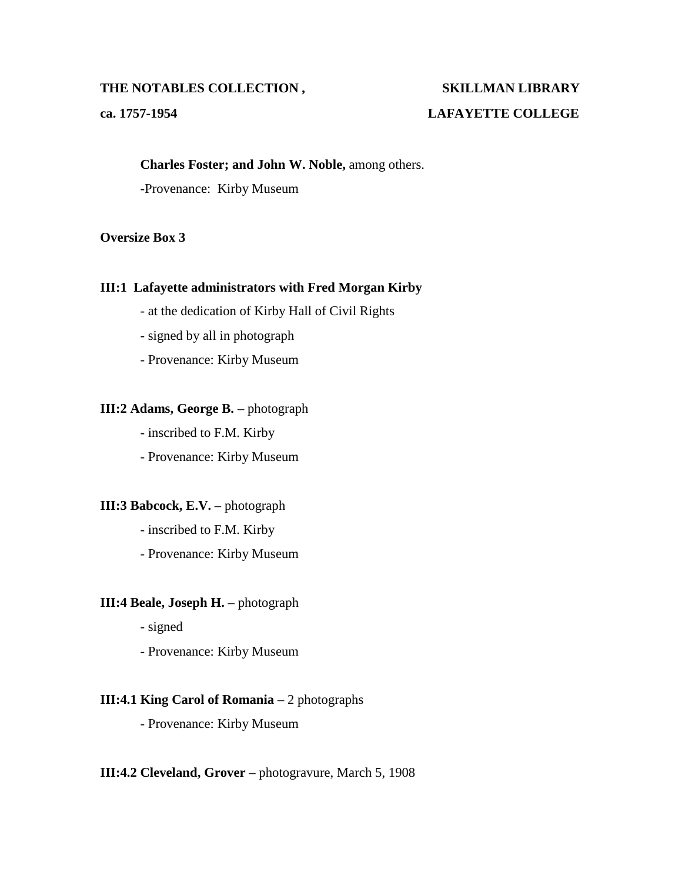**Charles Foster; and John W. Noble,** among others.

-Provenance: Kirby Museum

**Oversize Box 3**

**III:1 Lafayette administrators with Fred Morgan Kirby**

- at the dedication of Kirby Hall of Civil Rights
- signed by all in photograph
- Provenance: Kirby Museum

**III:2 Adams, George B.** – photograph

- inscribed to F.M. Kirby
- Provenance: Kirby Museum

**III:3 Babcock, E.V.** – photograph

- inscribed to F.M. Kirby
- Provenance: Kirby Museum

**III:4 Beale, Joseph H.** – photograph

- signed
- Provenance: Kirby Museum

**III:4.1 King Carol of Romania** – 2 photographs

- Provenance: Kirby Museum

**III:4.2 Cleveland, Grover** – photogravure, March 5, 1908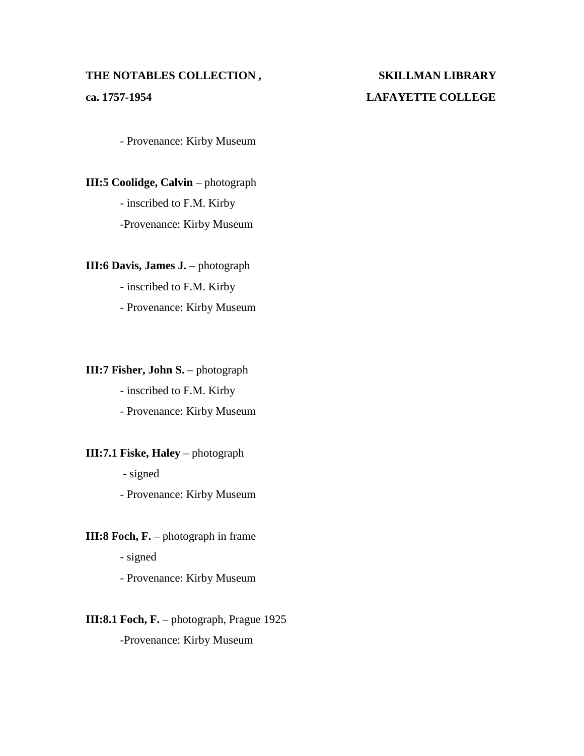- Provenance: Kirby Museum

**III:5 Coolidge, Calvin** – photograph

- inscribed to F.M. Kirby
- Provenance: Kirby Museum

**III:6 Davis, James J.** – photograph

- inscribed to F.M. Kirby
- Provenance: Kirby Museum

**III:7 Fisher, John S.** – photograph

- inscribed to F.M. Kirby
- Provenance: Kirby Museum

**III:7.1 Fiske, Haley** – photograph

- signed
- Provenance: Kirby Museum

**III:8 Foch, F.** – photograph in frame

- signed
- Provenance: Kirby Museum

**III:8.1 Foch, F.** – photograph, Prague 1925

- Provenance: Kirby Museum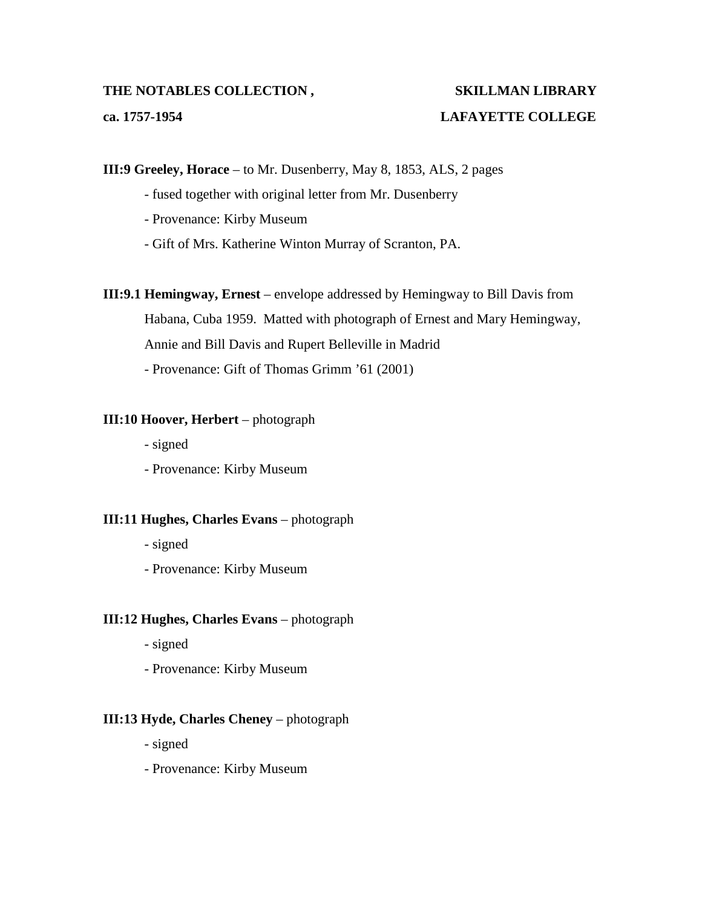**III:9 Greeley, Horace** – to Mr. Dusenberry, May 8, 1853, ALS, 2 pages

- fused together with original letter from Mr. Dusenberry
- Provenance: Kirby Museum
- Gift of Mrs. Katherine Winton Murray of Scranton, PA.

**III:9.1 Hemingway, Ernest** – envelope addressed by Hemingway to Bill Davis from Habana, Cuba 1959. Matted with photograph of Ernest and Mary Hemingway, Annie and Bill Davis and Rupert Belleville in Madrid

- Provenance: Gift of Thomas Grimm '61 (2001)

**III:10 Hoover, Herbert** – photograph

- signed
- Provenance: Kirby Museum

**III:11 Hughes, Charles Evans** – photograph

- signed
- Provenance: Kirby Museum

**III:12 Hughes, Charles Evans** – photograph

- signed
- Provenance: Kirby Museum

**III:13 Hyde, Charles Cheney** – photograph

- signed
- Provenance: Kirby Museum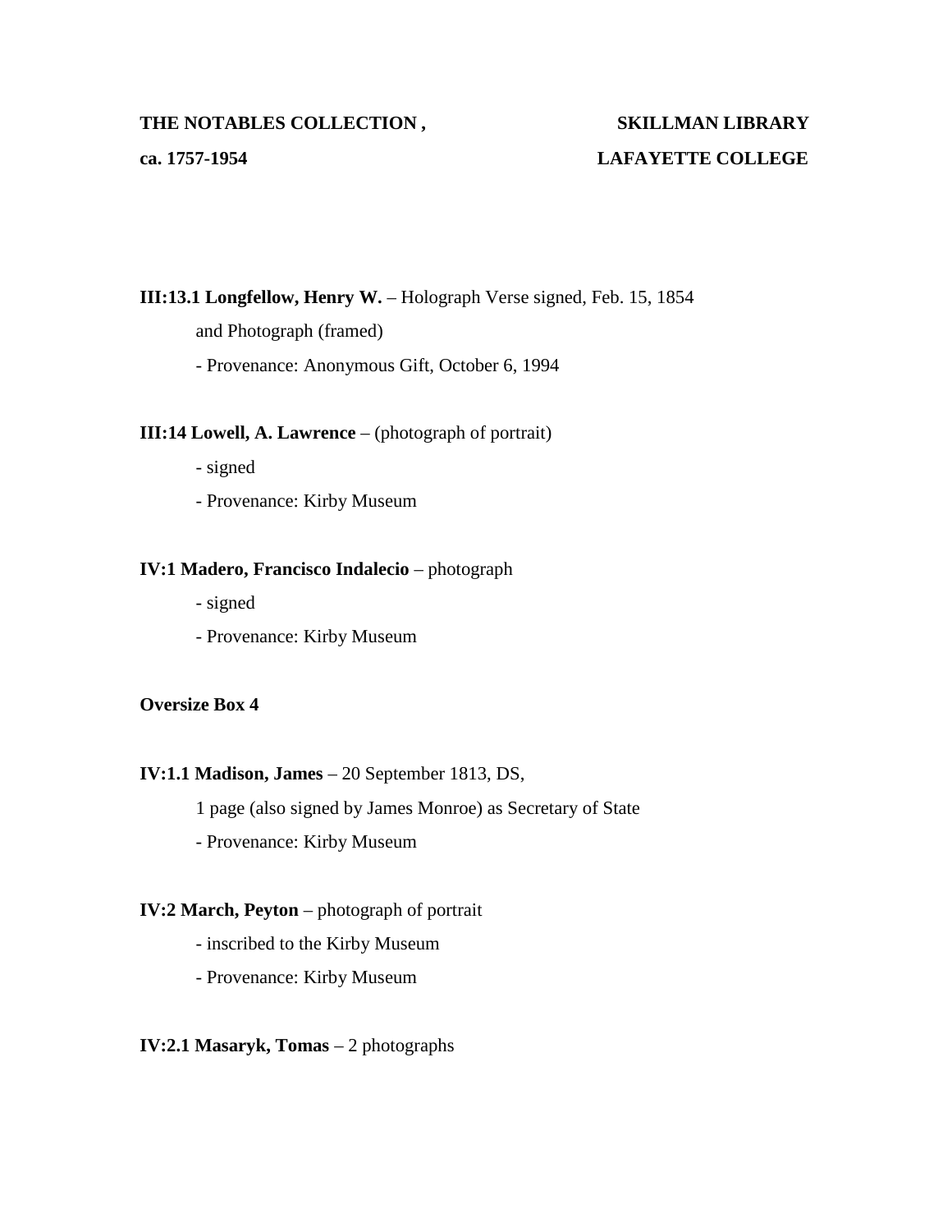**III:13.1 Longfellow, Henry W.** – Holograph Verse signed, Feb. 15, 1854 and Photograph (framed)

- Provenance: Anonymous Gift, October 6, 1994

**III:14 Lowell, A. Lawrence** – (photograph of portrait)

- signed
- Provenance: Kirby Museum

**IV:1 Madero, Francisco Indalecio** – photograph

- signed
- Provenance: Kirby Museum

**Oversize Box 4**

**IV:1.1 Madison, James** – 20 September 1813, DS, 1 page (also signed by James Monroe) as Secretary of State

- Provenance: Kirby Museum

**IV:2 March, Peyton** – photograph of portrait

- inscribed to the Kirby Museum
- Provenance: Kirby Museum

**IV:2.1 Masaryk, Tomas** – 2 photographs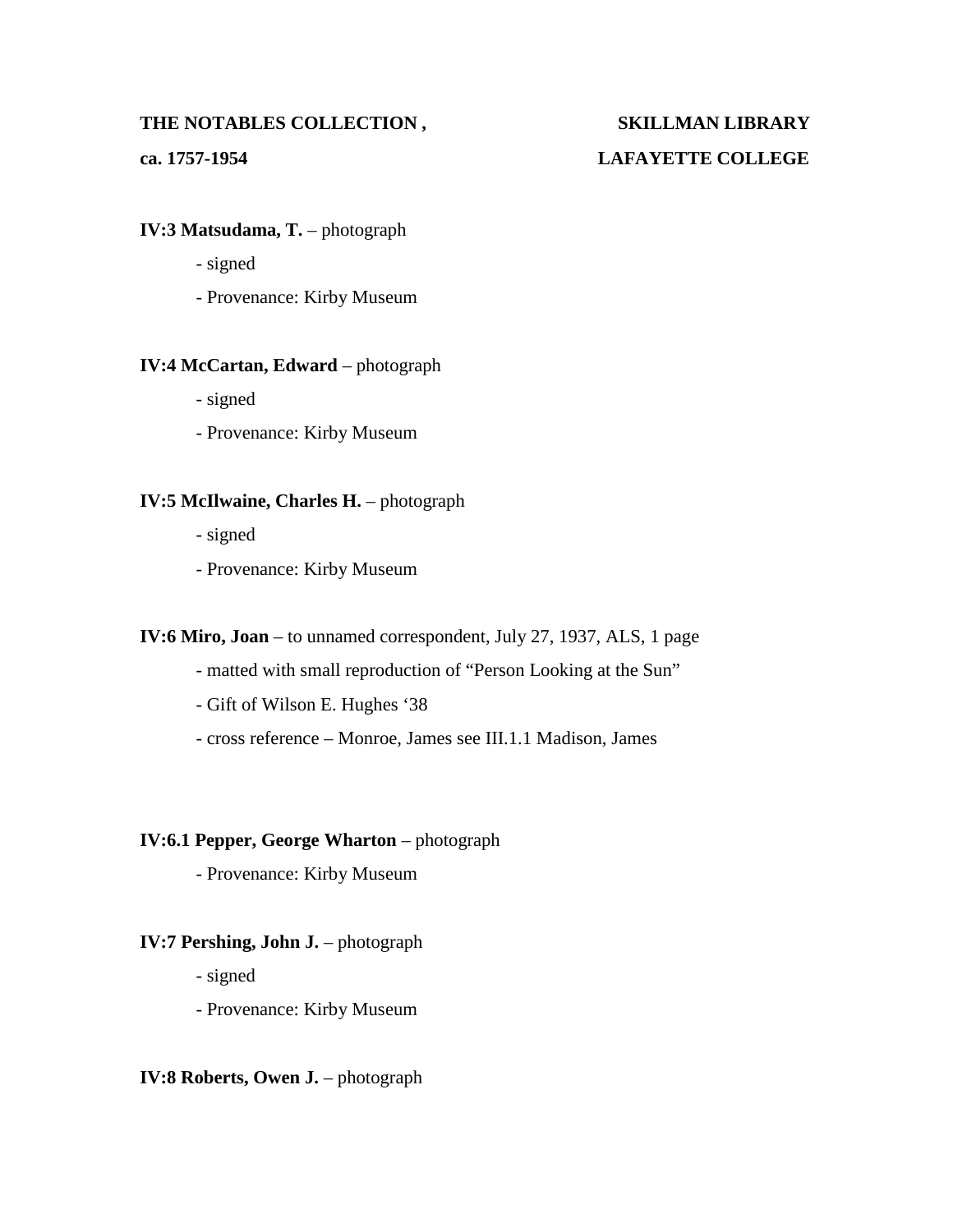**IV:3 Matsudama, T.** – photograph

- signed
- Provenance: Kirby Museum

**IV:4 McCartan, Edward** – photograph

- signed
- Provenance: Kirby Museum

**IV:5 McIlwaine, Charles H.** – photograph

- signed
- Provenance: Kirby Museum

**IV:6 Miro, Joan** – to unnamed correspondent, July 27, 1937, ALS, 1 page

- matted with small reproduction of "Person Looking at the Sun"
- Gift of Wilson E. Hughes '38
- cross reference – Monroe, James see III.1.1 Madison, James

**IV:6.1 Pepper, George Wharton** – photograph

- Provenance: Kirby Museum

**IV:7 Pershing, John J.** – photograph

- signed
- Provenance: Kirby Museum

**IV:8 Roberts, Owen J.** – photograph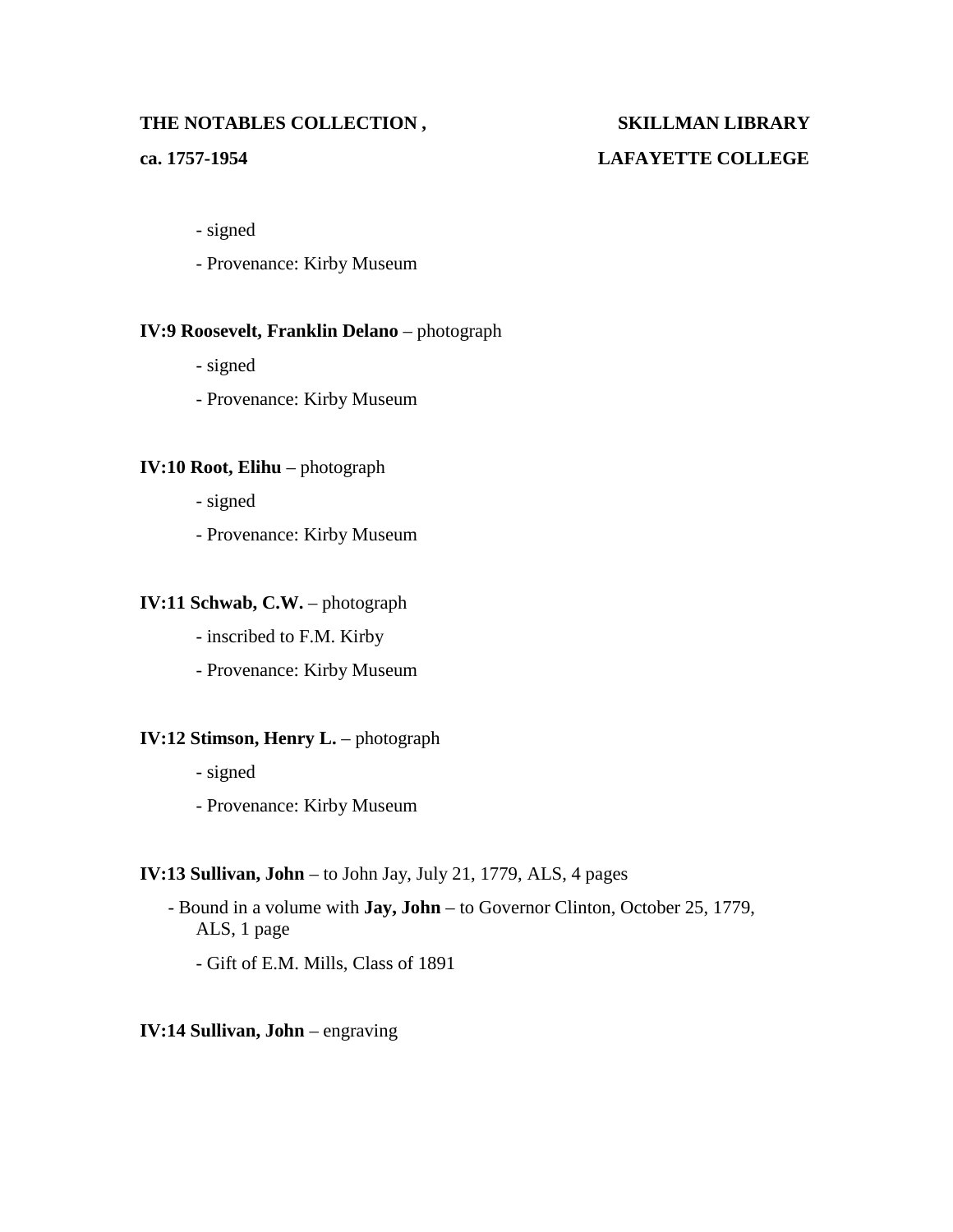- signed
- Provenance: Kirby Museum

**IV:9 Roosevelt, Franklin Delano** – photograph

- signed
- Provenance: Kirby Museum

**IV:10 Root, Elihu** – photograph

- signed
- Provenance: Kirby Museum

**IV:11 Schwab, C.W.** – photograph

- inscribed to F.M. Kirby
- Provenance: Kirby Museum

**IV:12 Stimson, Henry L.** – photograph

- signed
- Provenance: Kirby Museum

**IV:13 Sullivan, John** – to John Jay, July 21, 1779, ALS, 4 pages

- Bound in a volume with **Jay, John** – to Governor Clinton, October 25, 1779, ALS, 1 page
- Gift of E.M. Mills, Class of 1891

**IV:14 Sullivan, John** – engraving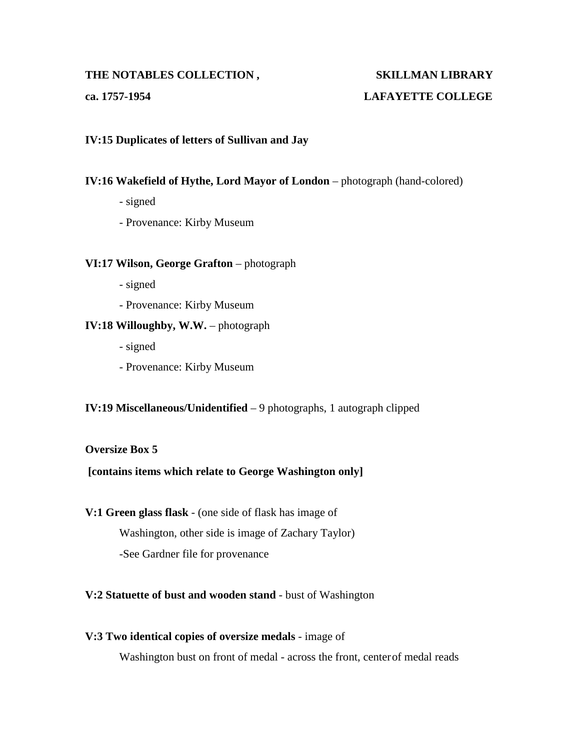**IV:15 Duplicates of letters of Sullivan and Jay**

**IV:16 Wakefield of Hythe, Lord Mayor of London** – photograph (hand-colored)

- signed
- Provenance: Kirby Museum

**VI:17 Wilson, George Grafton** – photograph

- signed
- Provenance: Kirby Museum

**IV:18 Willoughby, W.W.** – photograph

- signed
- Provenance: Kirby Museum

**IV:19 Miscellaneous/Unidentified** – 9 photographs, 1 autograph clipped

**Oversize Box 5**

**[contains items which relate to George Washington only]**

**V:1 Green glass flask** - (one side of flask has image of Washington, other side is image of Zachary Taylor)

-See Gardner file for provenance

**V:2 Statuette of bust and wooden stand** - bust of Washington

**V:3 Two identical copies of oversize medals** - image of Washington bust on front of medal - across the front, center of medal reads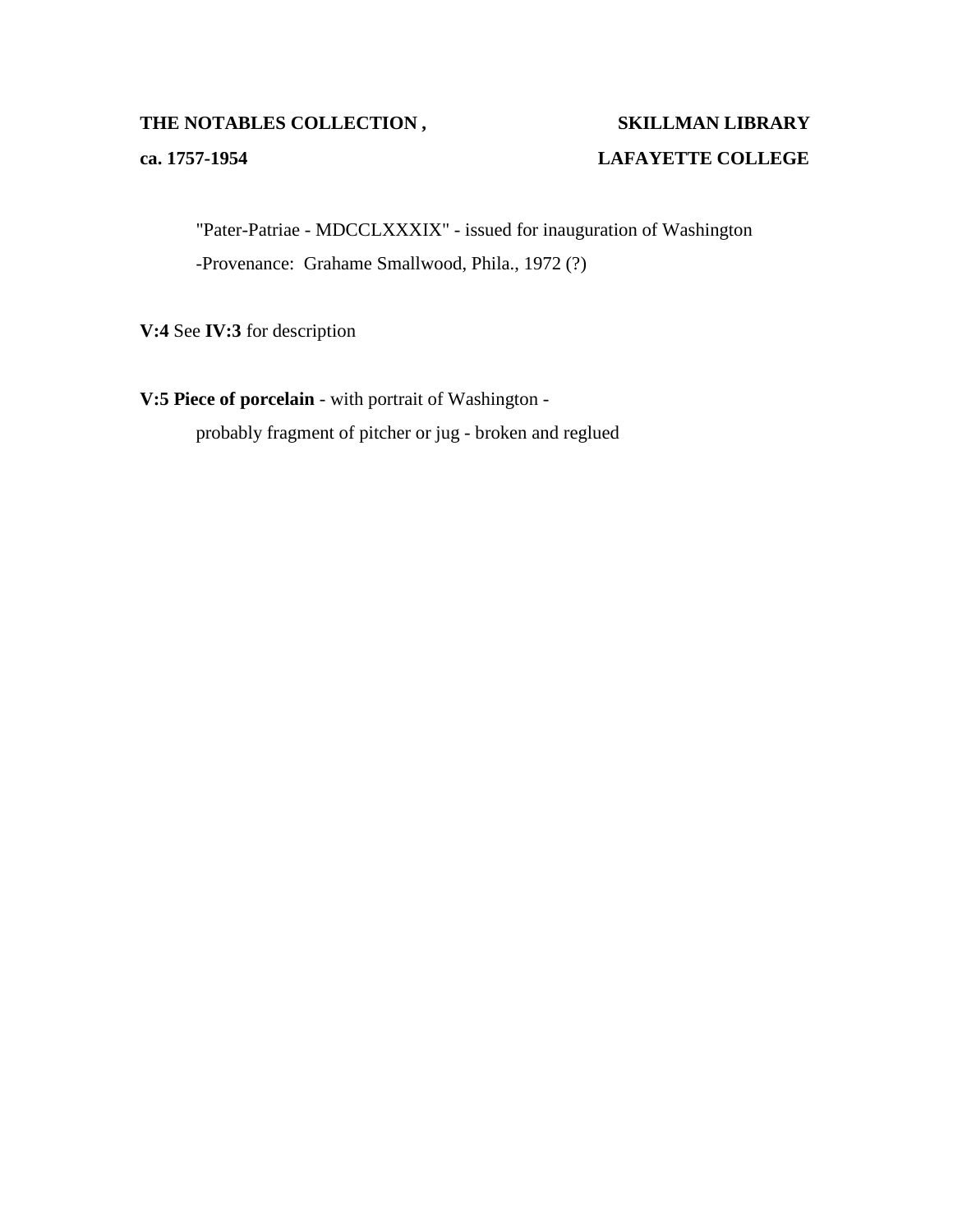"Pater-Patriae - MDCCLXXXIX" - issued for inauguration of Washington

-Provenance: Grahame Smallwood, Phila., 1972 (?)

**V:4** See **IV:3** for description

**V:5 Piece of porcelain** - with portrait of Washington -

probably fragment of pitcher or jug - broken and reglued